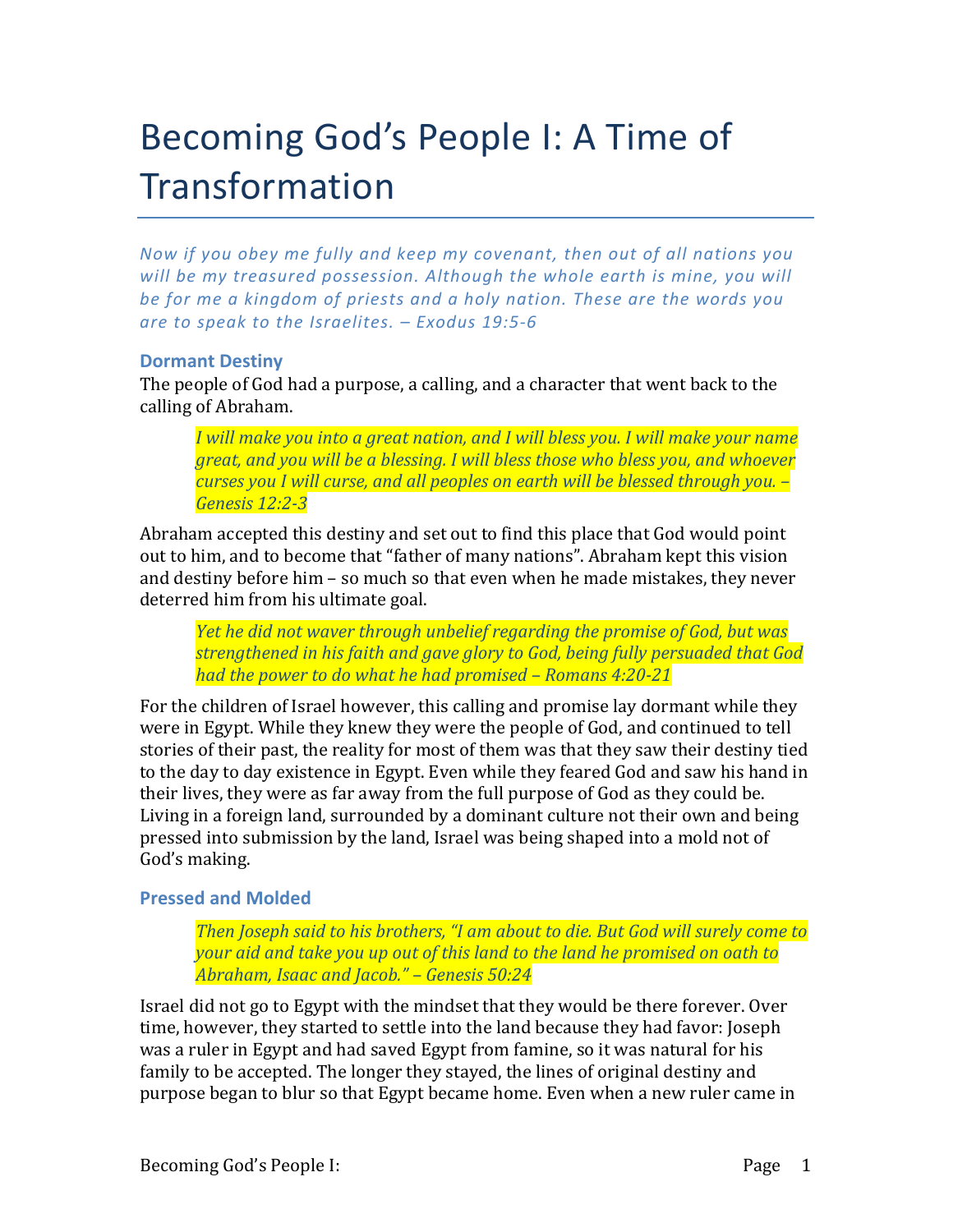# Becoming God's People I: A Time of Transformation

*Now if you obey me fully and keep my covenant, then out of all nations you will be my treasured possession. Although the whole earth is mine, you will be for me a kingdom of priests and a holy nation. These are the words you are to speak to the Israelites. – Exodus 19:5-6*

### Dormant Destiny

The people of God had a purpose, a calling, and a character that went back to the calling of Abraham.

> *I will make you into a great nation, and I will bless you. I will make your name great, and you will be a blessing. I will bless those who bless you, and whoever curses you I will curse, and all peoples on earth will be blessed through you. – Genesis 12:2-3*

Abraham accepted this destiny and set out to find this place that God would point out to him, and to become that "father of many nations". Abraham kept this vision and destiny before him – so much so that even when he made mistakes, they never deterred him from his ultimate goal.

> *Yet he did not waver through unbelief regarding the promise of God, but was strengthened in his faith and gave glory to God, being fully persuaded that God had the power to do what he had promised – Romans 4:20-21*

For the children of Israel however, this calling and promise lay dormant while they were in Egypt. While they knew they were the people of God, and continued to tell stories of their past, the reality for most of them was that they saw their destiny tied to the day to day existence in Egypt. Even while they feared God and saw his hand in their lives, they were as far away from the full purpose of God as they could be. Living in a foreign land, surrounded by a dominant culture not their own and being pressed into submission by the land, Israel was being shaped into a mold not of God's making.

### Pressed and Molded

> *Then Joseph said to his brothers, "I am about to die. But God will surely come to your aid and take you up out of this land to the land he promised on oath to Abraham, Isaac and Jacob." – Genesis 50:24*

Israel did not go to Egypt with the mindset that they would be there forever. Over time, however, they started to settle into the land because they had favor: Joseph was a ruler in Egypt and had saved Egypt from famine, so it was natural for his family to be accepted. The longer they stayed, the lines of original destiny and purpose began to blur so that Egypt became home. Even when a new ruler came in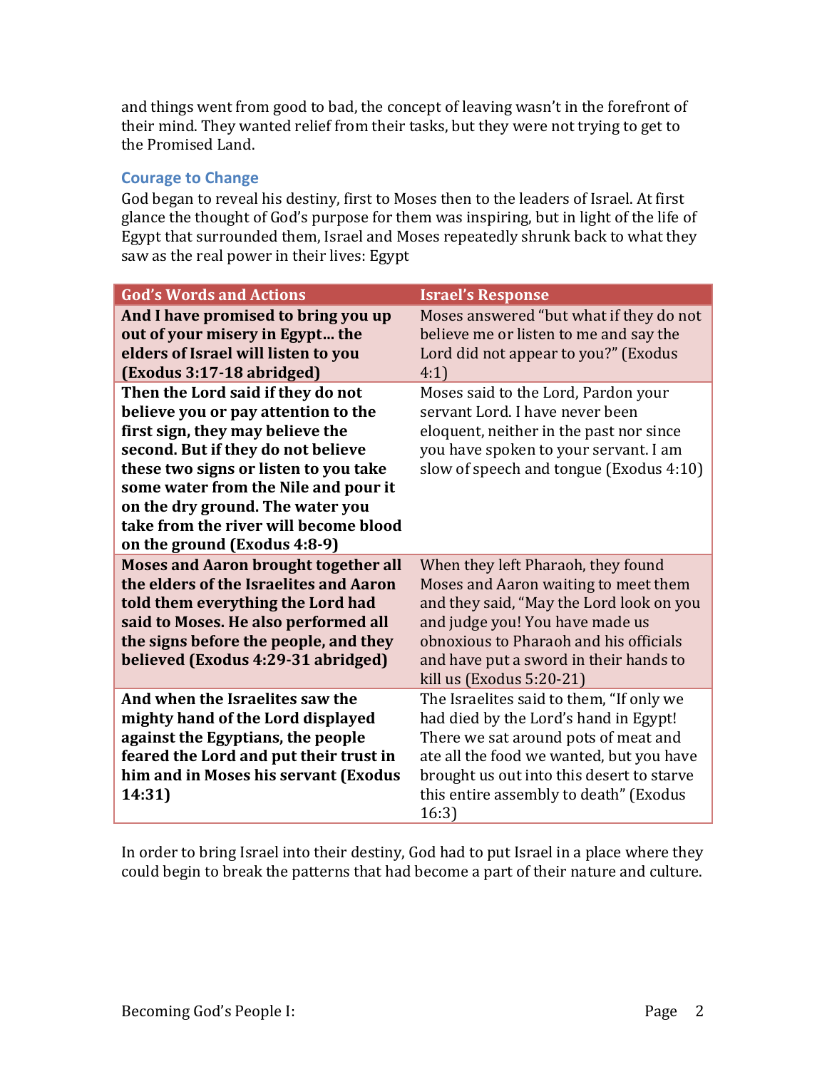and things went from good to bad, the concept of leaving wasn't in the forefront of their mind. They wanted relief from their tasks, but they were not trying to get to the Promised Land.

### Courage to Change

God began to reveal his destiny, first to Moses then to the leaders of Israel. At first glance the thought of God's purpose for them was inspiring, but in light of the life of Egypt that surrounded them, Israel and Moses repeatedly shrunk back to what they saw as the real power in their lives: Egypt

| God's Words and Actions | Israel's Response |
|---|---|
| **And I have promised to bring you up out of your misery in Egypt... the elders of Israel will listen to you (Exodus 3:17-18 abridged)** | Moses answered "but what if they do not believe me or listen to me and say the Lord did not appear to you?" (Exodus 4:1) |
| **Then the Lord said if they do not believe you or pay attention to the first sign, they may believe the second. But if they do not believe these two signs or listen to you take some water from the Nile and pour it on the dry ground. The water you take from the river will become blood on the ground (Exodus 4:8-9)** | Moses said to the Lord, Pardon your servant Lord. I have never been eloquent, neither in the past nor since you have spoken to your servant. I am slow of speech and tongue (Exodus 4:10) |
| **Moses and Aaron brought together all the elders of the Israelites and Aaron told them everything the Lord had said to Moses. He also performed all the signs before the people, and they believed (Exodus 4:29-31 abridged)** | When they left Pharaoh, they found Moses and Aaron waiting to meet them and they said, "May the Lord look on you and judge you! You have made us obnoxious to Pharaoh and his officials and have put a sword in their hands to kill us (Exodus 5:20-21) |
| **And when the Israelites saw the mighty hand of the Lord displayed against the Egyptians, the people feared the Lord and put their trust in him and in Moses his servant (Exodus 14:31)** | The Israelites said to them, "If only we had died by the Lord's hand in Egypt! There we sat around pots of meat and ate all the food we wanted, but you have brought us out into this desert to starve this entire assembly to death" (Exodus 16:3) |

In order to bring Israel into their destiny, God had to put Israel in a place where they could begin to break the patterns that had become a part of their nature and culture.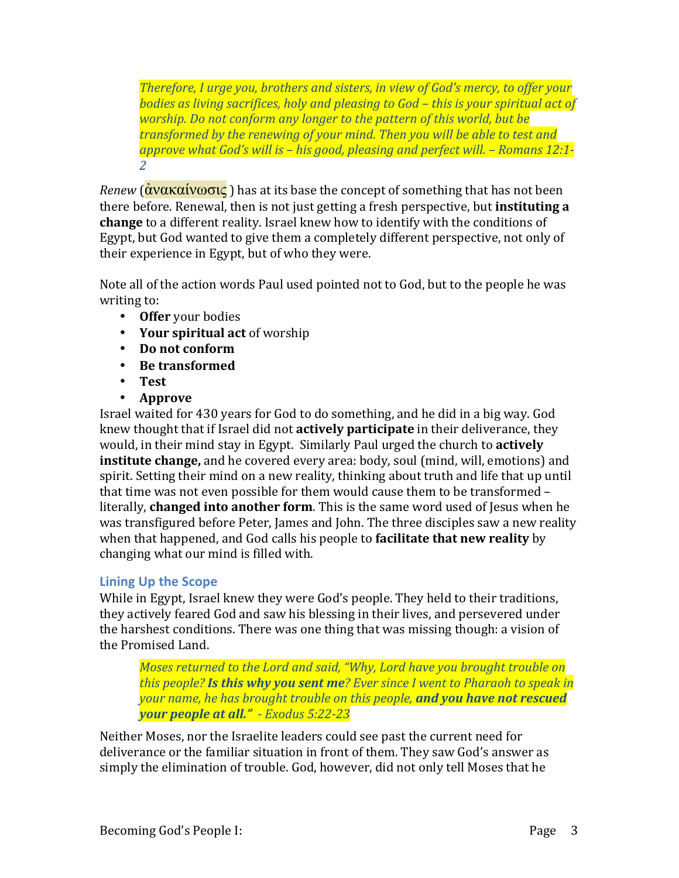> *Therefore, I urge you, brothers and sisters, in view of God's mercy, to offer your bodies as living sacrifices, holy and pleasing to God – this is your spiritual act of worship. Do not conform any longer to the pattern of this world, but be transformed by the renewing of your mind. Then you will be able to test and approve what God's will is – his good, pleasing and perfect will. – Romans 12:1-2*

*Renew* (ἀνακαίνωσις ) has at its base the concept of something that has not been there before. Renewal, then is not just getting a fresh perspective, but **instituting a change** to a different reality. Israel knew how to identify with the conditions of Egypt, but God wanted to give them a completely different perspective, not only of their experience in Egypt, but of who they were.

Note all of the action words Paul used pointed not to God, but to the people he was writing to:

- **Offer** your bodies
- **Your spiritual act** of worship
- **Do not conform**
- **Be transformed**
- **Test**
- **Approve**

Israel waited for 430 years for God to do something, and he did in a big way. God knew thought that if Israel did not **actively participate** in their deliverance, they would, in their mind stay in Egypt. Similarly Paul urged the church to **actively institute change,** and he covered every area: body, soul (mind, will, emotions) and spirit. Setting their mind on a new reality, thinking about truth and life that up until that time was not even possible for them would cause them to be transformed – literally, **changed into another form**. This is the same word used of Jesus when he was transfigured before Peter, James and John. The three disciples saw a new reality when that happened, and God calls his people to **facilitate that new reality** by changing what our mind is filled with.

### Lining Up the Scope

While in Egypt, Israel knew they were God's people. They held to their traditions, they actively feared God and saw his blessing in their lives, and persevered under the harshest conditions. There was one thing that was missing though: a vision of the Promised Land.

> *Moses returned to the Lord and said, "Why, Lord have you brought trouble on this people? **Is this why you sent me**? Ever since I went to Pharaoh to speak in your name, he has brought trouble on this people, **and you have not rescued your people at all."** - Exodus 5:22-23*

Neither Moses, nor the Israelite leaders could see past the current need for deliverance or the familiar situation in front of them. They saw God's answer as simply the elimination of trouble. God, however, did not only tell Moses that he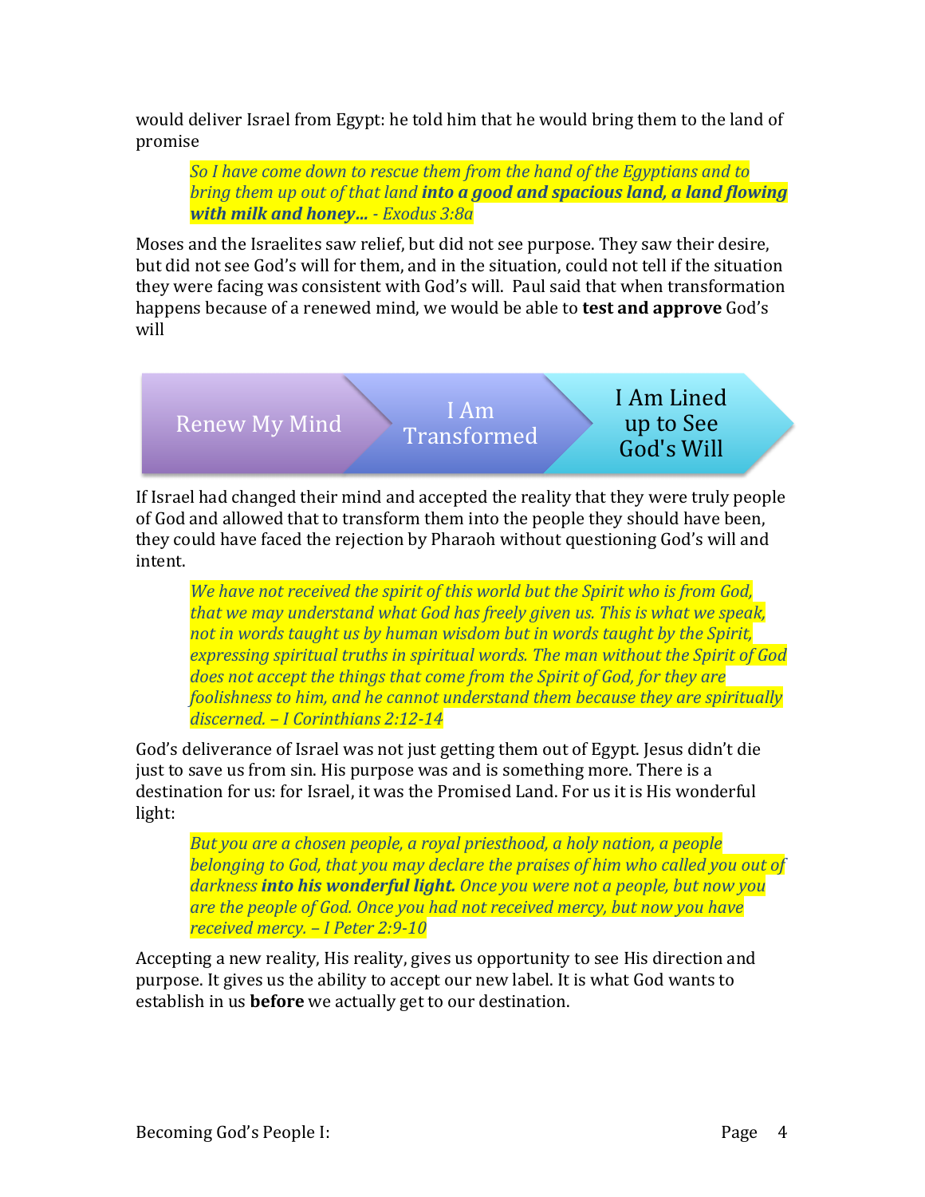would deliver Israel from Egypt: he told him that he would bring them to the land of promise

> *So I have come down to rescue them from the hand of the Egyptians and to bring them up out of that land **into a good and spacious land, a land flowing with milk and honey…** - Exodus 3:8a*

Moses and the Israelites saw relief, but did not see purpose. They saw their desire, but did not see God's will for them, and in the situation, could not tell if the situation they were facing was consistent with God's will. Paul said that when transformation happens because of a renewed mind, we would be able to **test and approve** God's will

Renew My Mind → I Am Transformed → I Am Lined up to See God's Will

If Israel had changed their mind and accepted the reality that they were truly people of God and allowed that to transform them into the people they should have been, they could have faced the rejection by Pharaoh without questioning God's will and intent.

> *We have not received the spirit of this world but the Spirit who is from God, that we may understand what God has freely given us. This is what we speak, not in words taught us by human wisdom but in words taught by the Spirit, expressing spiritual truths in spiritual words. The man without the Spirit of God does not accept the things that come from the Spirit of God, for they are foolishness to him, and he cannot understand them because they are spiritually discerned. – I Corinthians 2:12-14*

God's deliverance of Israel was not just getting them out of Egypt. Jesus didn't die just to save us from sin. His purpose was and is something more. There is a destination for us: for Israel, it was the Promised Land. For us it is His wonderful light:

> *But you are a chosen people, a royal priesthood, a holy nation, a people belonging to God, that you may declare the praises of him who called you out of darkness **into his wonderful light.** Once you were not a people, but now you are the people of God. Once you had not received mercy, but now you have received mercy. – I Peter 2:9-10*

Accepting a new reality, His reality, gives us opportunity to see His direction and purpose. It gives us the ability to accept our new label. It is what God wants to establish in us **before** we actually get to our destination.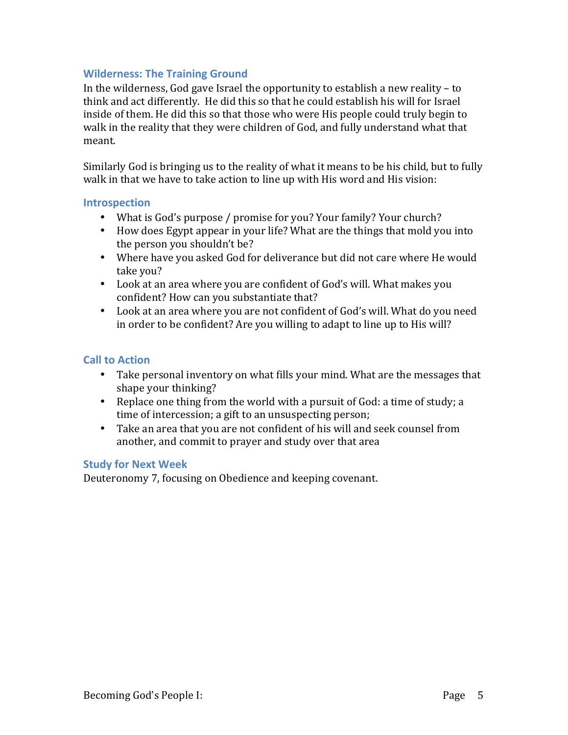## Wilderness: The Training Ground

In the wilderness, God gave Israel the opportunity to establish a new reality – to think and act differently. He did this so that he could establish his will for Israel inside of them. He did this so that those who were His people could truly begin to walk in the reality that they were children of God, and fully understand what that meant.

Similarly God is bringing us to the reality of what it means to be his child, but to fully walk in that we have to take action to line up with His word and His vision:

### Introspection

- What is God's purpose / promise for you? Your family? Your church?
- How does Egypt appear in your life? What are the things that mold you into the person you shouldn't be?
- Where have you asked God for deliverance but did not care where He would take you?
- Look at an area where you are confident of God's will. What makes you confident? How can you substantiate that?
- Look at an area where you are not confident of God's will. What do you need in order to be confident? Are you willing to adapt to line up to His will?

### Call to Action

- Take personal inventory on what fills your mind. What are the messages that shape your thinking?
- Replace one thing from the world with a pursuit of God: a time of study; a time of intercession; a gift to an unsuspecting person;
- Take an area that you are not confident of his will and seek counsel from another, and commit to prayer and study over that area

### Study for Next Week

Deuteronomy 7, focusing on Obedience and keeping covenant.